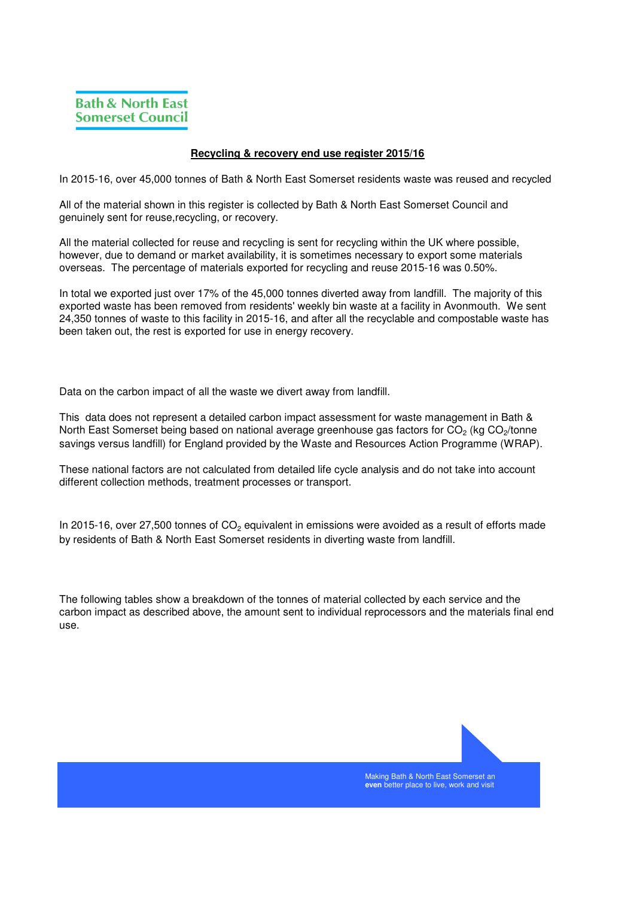Bath & North East Somerset Council

# Recycling & recovery end use register 2015/16

In 2015-16, over 45,000 tonnes of Bath & North East Somerset residents waste was reused and recycled

All of the material shown in this register is collected by Bath & North East Somerset Council and genuinely sent for reuse,recycling, or recovery.

All the material collected for reuse and recycling is sent for recycling within the UK where possible, however, due to demand or market availability, it is sometimes necessary to export some materials overseas. The percentage of materials exported for recycling and reuse 2015-16 was 0.50%.

In total we exported just over 17% of the 45,000 tonnes diverted away from landfill. The majority of this exported waste has been removed from residents' weekly bin waste at a facility in Avonmouth. We sent 24,350 tonnes of waste to this facility in 2015-16, and after all the recyclable and compostable waste has been taken out, the rest is exported for use in energy recovery.

Data on the carbon impact of all the waste we divert away from landfill.

This data does not represent a detailed carbon impact assessment for waste management in Bath & North East Somerset being based on national average greenhouse gas factors for $CO_2$ (kg $CO_2$/tonne savings versus landfill) for England provided by the Waste and Resources Action Programme (WRAP).

These national factors are not calculated from detailed life cycle analysis and do not take into account different collection methods, treatment processes or transport.

In 2015-16, over 27,500 tonnes of $CO_2$ equivalent in emissions were avoided as a result of efforts made by residents of Bath & North East Somerset residents in diverting waste from landfill.

The following tables show a breakdown of the tonnes of material collected by each service and the carbon impact as described above, the amount sent to individual reprocessors and the materials final end use.

Making Bath & North East Somerset an **even** better place to live, work and visit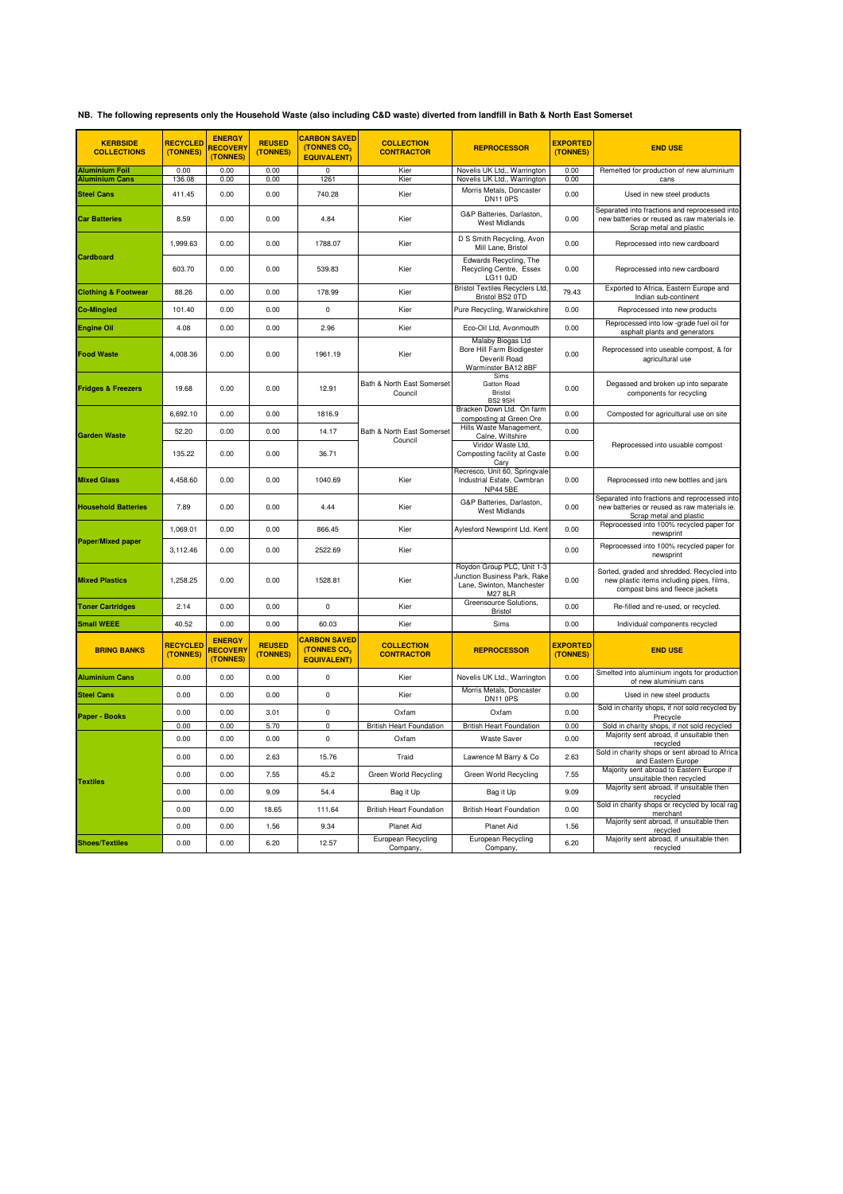**NB. The following represents only the Household Waste (also including C&D waste) diverted from landfill in Bath & North East Somerset**

| KERBSIDE COLLECTIONS | RECYCLED (TONNES) | ENERGY RECOVERY (TONNES) | REUSED (TONNES) | CARBON SAVED (TONNES $CO_2$ EQUIVALENT) | COLLECTION CONTRACTOR | REPROCESSOR | EXPORTED (TONNES) | END USE |
|---|---|---|---|---|---|---|---|---|
| Aluminium Foil | 0.00 | 0.00 | 0.00 | 0 | Kier | Novelis UK Ltd., Warrington | 0.00 | Remelted for production of new aluminium cans |
| Aluminium Cans | 136.08 | 0.00 | 0.00 | 1261 | Kier | Novelis UK Ltd., Warrington | 0.00 | |
| Steel Cans | 411.45 | 0.00 | 0.00 | 740.28 | Kier | Morris Metals, Doncaster DN11 0PS | 0.00 | Used in new steel products |
| Car Batteries | 8.59 | 0.00 | 0.00 | 4.84 | Kier | G&P Batteries, Darlaston, West Midlands | 0.00 | Separated into fractions and reprocessed into new batteries or reused as raw materials ie. Scrap metal and plastic |
| Cardboard | 1,999.63 | 0.00 | 0.00 | 1788.07 | Kier | D S Smith Recycling, Avon Mill Lane, Bristol | 0.00 | Reprocessed into new cardboard |
| | 603.70 | 0.00 | 0.00 | 539.83 | Kier | Edwards Recycling, The Recycling Centre, Essex LG11 0JD | 0.00 | Reprocessed into new cardboard |
| Clothing & Footwear | 88.26 | 0.00 | 0.00 | 178.99 | Kier | Bristol Textiles Recyclers Ltd, Bristol BS2 0TD | 79.43 | Exported to Africa, Eastern Europe and Indian sub-continent |
| Co-Mingled | 101.40 | 0.00 | 0.00 | 0 | Kier | Pure Recycling, Warwickshire | 0.00 | Reprocessed into new products |
| Engine Oil | 4.08 | 0.00 | 0.00 | 2.96 | Kier | Eco-Oil Ltd, Avonmouth | 0.00 | Reprocessed into low -grade fuel oil for asphalt plants and generators |
| Food Waste | 4,008.36 | 0.00 | 0.00 | 1961.19 | Kier | Malaby Biogas Ltd Bore Hill Farm Biodigester Deverill Road Warminster BA12 8BF | 0.00 | Reprocessed into useable compost, & for agricultural use |
| Fridges & Freezers | 19.68 | 0.00 | 0.00 | 12.91 | Bath & North East Somerset Council | Sims Gatton Road Bristol BS2 9SH | 0.00 | Degassed and broken up into separate components for recycling |
| Garden Waste | 6,692.10 | 0.00 | 0.00 | 1816.9 | Bath & North East Somerset Council | Bracken Down Ltd. On farm composting at Green Ore | 0.00 | Composted for agricultural use on site |
| | 52.20 | 0.00 | 0.00 | 14.17 | | Hills Waste Management, Calne, Wiltshire | 0.00 | Reprocessed into usuable compost |
| | 135.22 | 0.00 | 0.00 | 36.71 | | Viridor Waste Ltd, Composting facility at Caste Cary | 0.00 | |
| Mixed Glass | 4,458.60 | 0.00 | 0.00 | 1040.69 | Kier | Recresco, Unit 60, Springvale Industrial Estate, Cwmbran NP44 5BE | 0.00 | Reprocessed into new bottles and jars |
| Household Batteries | 7.89 | 0.00 | 0.00 | 4.44 | Kier | G&P Batteries, Darlaston, West Midlands | 0.00 | Separated into fractions and reprocessed into new batteries or reused as raw materials ie. Scrap metal and plastic |
| Paper/Mixed paper | 1,069.01 | 0.00 | 0.00 | 866.45 | Kier | Aylesford Newsprint Ltd. Kent | 0.00 | Reprocessed into 100% recycled paper for newsprint |
| | 3,112.46 | 0.00 | 0.00 | 2522.69 | Kier | | 0.00 | Reprocessed into 100% recycled paper for newsprint |
| Mixed Plastics | 1,258.25 | 0.00 | 0.00 | 1528.81 | Kier | Roydon Group PLC, Unit 1-3 Junction Business Park, Rake Lane, Swinton, Manchester M27 8LR | 0.00 | Sorted, graded and shredded. Recycled into new plastic items including pipes, films, compost bins and fleece jackets |
| Toner Cartridges | 2.14 | 0.00 | 0.00 | 0 | Kier | Greensource Solutions, Bristol | 0.00 | Re-filled and re-used, or recycled. |
| Small WEEE | 40.52 | 0.00 | 0.00 | 60.03 | Kier | Sims | 0.00 | Individual components recycled |
| **BRING BANKS** | **RECYCLED (TONNES)** | **ENERGY RECOVERY (TONNES)** | **REUSED (TONNES)** | **CARBON SAVED (TONNES $CO_2$ EQUIVALENT)** | **COLLECTION CONTRACTOR** | **REPROCESSOR** | **EXPORTED (TONNES)** | **END USE** |
| Aluminium Cans | 0.00 | 0.00 | 0.00 | 0 | Kier | Novelis UK Ltd., Warrington | 0.00 | Smelted into aluminium ingots for production of new aluminium cans |
| Steel Cans | 0.00 | 0.00 | 0.00 | 0 | Kier | Morris Metals, Doncaster DN11 0PS | 0.00 | Used in new steel products |
| Paper - Books | 0.00 | 0.00 | 3.01 | 0 | Oxfam | Oxfam | 0.00 | Sold in charity shops, if not sold recycled by Precycle |
| | 0.00 | 0.00 | 5.70 | 0 | British Heart Foundation | British Heart Foundation | 0.00 | Sold in charity shops, if not sold recycled |
| Textiles | 0.00 | 0.00 | 0.00 | 0 | Oxfam | Waste Saver | 0.00 | Majority sent abroad, if unsuitable then recycled |
| | 0.00 | 0.00 | 2.63 | 15.76 | Traid | Lawrence M Barry & Co | 2.63 | Sold in charity shops or sent abroad to Africa and Eastern Europe |
| | 0.00 | 0.00 | 7.55 | 45.2 | Green World Recycling | Green World Recycling | 7.55 | Majority sent abroad to Eastern Europe if unsuitable then recycled |
| | 0.00 | 0.00 | 9.09 | 54.4 | Bag it Up | Bag it Up | 9.09 | Majority sent abroad, if unsuitable then recycled |
| | 0.00 | 0.00 | 18.65 | 111.64 | British Heart Foundation | British Heart Foundation | 0.00 | Sold in charity shops or recycled by local rag merchant |
| | 0.00 | 0.00 | 1.56 | 9.34 | Planet Aid | Planet Aid | 1.56 | Majority sent abroad, if unsuitable then recycled |
| Shoes/Textiles | 0.00 | 0.00 | 6.20 | 12.57 | European Recycling Company, | European Recycling Company, | 6.20 | Majority sent abroad, if unsuitable then recycled |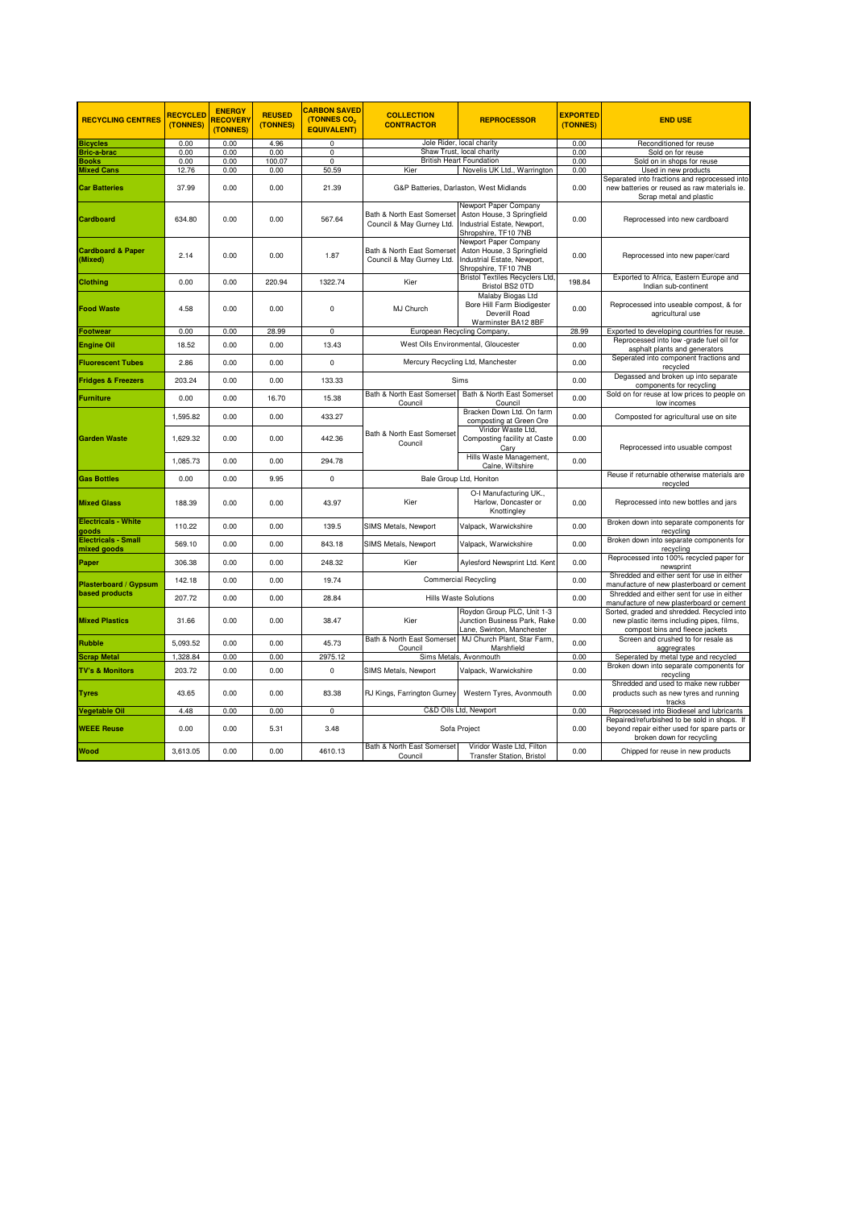| RECYCLING CENTRES | RECYCLED (TONNES) | ENERGY RECOVERY (TONNES) | REUSED (TONNES) | CARBON SAVED (TONNES $CO_2$ EQUIVALENT) | COLLECTION CONTRACTOR | REPROCESSOR | EXPORTED (TONNES) | END USE |
|---|---|---|---|---|---|---|---|---|
| Bicycles | 0.00 | 0.00 | 4.96 | 0 | Jole Rider, local charity | | 0.00 | Reconditioned for reuse |
| Bric-a-brac | 0.00 | 0.00 | 0.00 | 0 | Shaw Trust, local charity | | 0.00 | Sold on for reuse |
| Books | 0.00 | 0.00 | 100.07 | 0 | British Heart Foundation | | 0.00 | Sold on in shops for reuse |
| Mixed Cans | 12.76 | 0.00 | 0.00 | 50.59 | Kier | Novelis UK Ltd., Warrington | 0.00 | Used in new products |
| Car Batteries | 37.99 | 0.00 | 0.00 | 21.39 | G&P Batteries, Darlaston, West Midlands | | 0.00 | Separated into fractions and reprocessed into new batteries or reused as raw materials ie. Scrap metal and plastic |
| Cardboard | 634.80 | 0.00 | 0.00 | 567.64 | Bath & North East Somerset Council & May Gurney Ltd. | Newport Paper Company Aston House, 3 Springfield Industrial Estate, Newport, Shropshire, TF10 7NB | 0.00 | Reprocessed into new cardboard |
| Cardboard & Paper (Mixed) | 2.14 | 0.00 | 0.00 | 1.87 | Bath & North East Somerset Council & May Gurney Ltd. | Newport Paper Company Aston House, 3 Springfield Industrial Estate, Newport, Shropshire, TF10 7NB | 0.00 | Reprocessed into new paper/card |
| Clothing | 0.00 | 0.00 | 220.94 | 1322.74 | Kier | Bristol Textiles Recyclers Ltd, Bristol BS2 0TD | 198.84 | Exported to Africa, Eastern Europe and Indian sub-continent |
| Food Waste | 4.58 | 0.00 | 0.00 | 0 | MJ Church | Malaby Biogas Ltd Bore Hill Farm Biodigester Deverill Road Warminster BA12 8BF | 0.00 | Reprocessed into useable compost, & for agricultural use |
| Footwear | 0.00 | 0.00 | 28.99 | 0 | European Recycling Company, | | 28.99 | Exported to developing countries for reuse. |
| Engine Oil | 18.52 | 0.00 | 0.00 | 13.43 | West Oils Environmental, Gloucester | | 0.00 | Reprocessed into low -grade fuel oil for asphalt plants and generators |
| Fluorescent Tubes | 2.86 | 0.00 | 0.00 | 0 | Mercury Recycling Ltd, Manchester | | 0.00 | Seperated into component fractions and recycled |
| Fridges & Freezers | 203.24 | 0.00 | 0.00 | 133.33 | Sims | | 0.00 | Degassed and broken up into separate components for recycling |
| Furniture | 0.00 | 0.00 | 16.70 | 15.38 | Bath & North East Somerset Council | Bath & North East Somerset Council | 0.00 | Sold on for reuse at low prices to people on low incomes |
| Garden Waste | 1,595.82 | 0.00 | 0.00 | 433.27 | Bath & North East Somerset Council | Bracken Down Ltd. On farm composting at Green Ore | 0.00 | Composted for agricultural use on site |
| | 1,629.32 | 0.00 | 0.00 | 442.36 | | Viridor Waste Ltd, Composting facility at Caste Cary | 0.00 | Reprocessed into usuable compost |
| | 1,085.73 | 0.00 | 0.00 | 294.78 | | Hills Waste Management, Calne, Wiltshire | 0.00 | |
| Gas Bottles | 0.00 | 0.00 | 9.95 | 0 | Bale Group Ltd, Honiton | | | Reuse if returnable otherwise materials are recycled |
| Mixed Glass | 188.39 | 0.00 | 0.00 | 43.97 | Kier | O-I Manufacturing UK., Harlow, Doncaster or Knottingley | 0.00 | Reprocessed into new bottles and jars |
| Electricals - White goods | 110.22 | 0.00 | 0.00 | 139.5 | SIMS Metals, Newport | Valpack, Warwickshire | 0.00 | Broken down into separate components for recycling |
| Electricals - Small mixed goods | 569.10 | 0.00 | 0.00 | 843.18 | SIMS Metals, Newport | Valpack, Warwickshire | 0.00 | Broken down into separate components for recycling |
| Paper | 306.38 | 0.00 | 0.00 | 248.32 | Kier | Aylesford Newsprint Ltd. Kent | 0.00 | Reprocessed into 100% recycled paper for newsprint |
| Plasterboard / Gypsum based products | 142.18 | 0.00 | 0.00 | 19.74 | Commercial Recycling | | 0.00 | Shredded and either sent for use in either manufacture of new plasterboard or cement |
| | 207.72 | 0.00 | 0.00 | 28.84 | Hills Waste Solutions | | 0.00 | Shredded and either sent for use in either manufacture of new plasterboard or cement |
| Mixed Plastics | 31.66 | 0.00 | 0.00 | 38.47 | Kier | Roydon Group PLC, Unit 1-3 Junction Business Park, Rake Lane, Swinton, Manchester | 0.00 | Sorted, graded and shredded. Recycled into new plastic items including pipes, films, compost bins and fleece jackets |
| Rubble | 5,093.52 | 0.00 | 0.00 | 45.73 | Bath & North East Somerset Council | MJ Church Plant, Star Farm, Marshfield | 0.00 | Screen and crushed to for resale as aggregrates |
| Scrap Metal | 1,328.84 | 0.00 | 0.00 | 2975.12 | Sims Metals, Avonmouth | | 0.00 | Seperated by metal type and recycled |
| TV's & Monitors | 203.72 | 0.00 | 0.00 | 0 | SIMS Metals, Newport | Valpack, Warwickshire | 0.00 | Broken down into separate components for recycling |
| Tyres | 43.65 | 0.00 | 0.00 | 83.38 | RJ Kings, Farrington Gurney | Western Tyres, Avonmouth | 0.00 | Shredded and used to make new rubber products such as new tyres and running tracks |
| Vegetable Oil | 4.48 | 0.00 | 0.00 | 0 | C&D Oils Ltd, Newport | | 0.00 | Reprocessed into Biodiesel and lubricants |
| WEEE Reuse | 0.00 | 0.00 | 5.31 | 3.48 | Sofa Project | | 0.00 | Repaired/refurbished to be sold in shops. If beyond repair either used for spare parts or broken down for recycling |
| Wood | 3,613.05 | 0.00 | 0.00 | 4610.13 | Bath & North East Somerset Council | Viridor Waste Ltd, Filton Transfer Station, Bristol | 0.00 | Chipped for reuse in new products |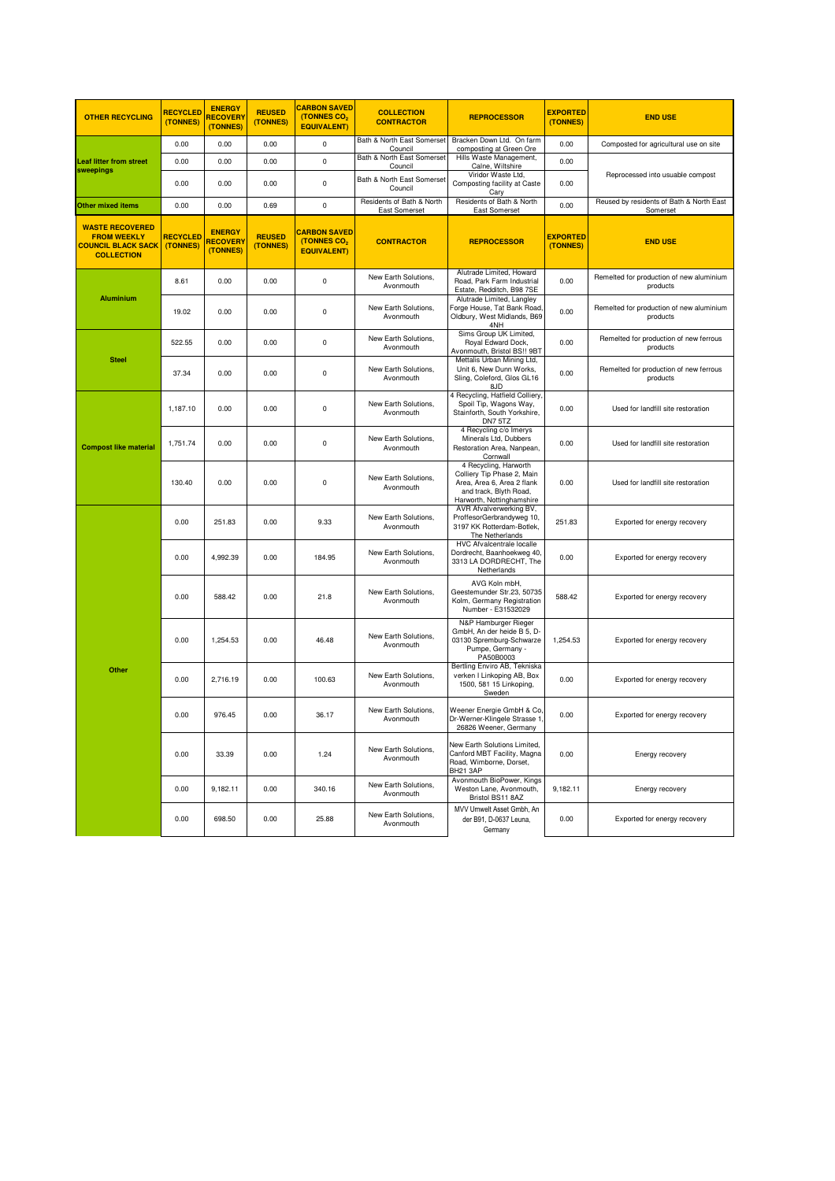| OTHER RECYCLING | RECYCLED (TONNES) | ENERGY RECOVERY (TONNES) | REUSED (TONNES) | CARBON SAVED (TONNES $CO_2$ EQUIVALENT) | COLLECTION CONTRACTOR | REPROCESSOR | EXPORTED (TONNES) | END USE |
|---|---|---|---|---|---|---|---|---|
| Leaf litter from street sweepings | 0.00 | 0.00 | 0.00 | 0 | Bath & North East Somerset Council | Bracken Down Ltd. On farm composting at Green Ore | 0.00 | Composted for agricultural use on site |
| | 0.00 | 0.00 | 0.00 | 0 | Bath & North East Somerset Council | Hills Waste Management, Calne, Wiltshire | 0.00 | Reprocessed into usuable compost |
| | 0.00 | 0.00 | 0.00 | 0 | Bath & North East Somerset Council | Viridor Waste Ltd, Composting facility at Caste Cary | 0.00 | |
| Other mixed items | 0.00 | 0.00 | 0.69 | 0 | Residents of Bath & North East Somerset | Residents of Bath & North East Somerset | 0.00 | Reused by residents of Bath & North East Somerset |
| **WASTE RECOVERED FROM WEEKLY COUNCIL BLACK SACK COLLECTION** | **RECYCLED (TONNES)** | **ENERGY RECOVERY (TONNES)** | **REUSED (TONNES)** | **CARBON SAVED (TONNES $CO_2$ EQUIVALENT)** | **CONTRACTOR** | **REPROCESSOR** | **EXPORTED (TONNES)** | **END USE** |
| Aluminium | 8.61 | 0.00 | 0.00 | 0 | New Earth Solutions, Avonmouth | Alutrade Limited, Howard Road, Park Farm Industrial Estate, Redditch, B98 7SE | 0.00 | Remelted for production of new aluminium products |
| | 19.02 | 0.00 | 0.00 | 0 | New Earth Solutions, Avonmouth | Alutrade Limited, Langley Forge House, Tat Bank Road, Oldbury, West Midlands, B69 4NH | 0.00 | Remelted for production of new aluminium products |
| Steel | 522.55 | 0.00 | 0.00 | 0 | New Earth Solutions, Avonmouth | Sims Group UK Limited, Royal Edward Dock, Avonmouth, Bristol BS!! 9BT | 0.00 | Remelted for production of new ferrous products |
| | 37.34 | 0.00 | 0.00 | 0 | New Earth Solutions, Avonmouth | Mettalis Urban Mining Ltd, Unit 6, New Dunn Works, Sling, Coleford, Glos GL16 8JD | 0.00 | Remelted for production of new ferrous products |
| Compost like material | 1,187.10 | 0.00 | 0.00 | 0 | New Earth Solutions, Avonmouth | 4 Recycling, Hatfield Colliery, Spoil Tip, Wagons Way, Stainforth, South Yorkshire, DN7 5TZ | 0.00 | Used for landfill site restoration |
| | 1,751.74 | 0.00 | 0.00 | 0 | New Earth Solutions, Avonmouth | 4 Recycling c/o Imerys Minerals Ltd, Dubbers Restoration Area, Nanpean, Cornwall | 0.00 | Used for landfill site restoration |
| | 130.40 | 0.00 | 0.00 | 0 | New Earth Solutions, Avonmouth | 4 Recycling, Harworth Colliery Tip Phase 2, Main Area, Area 6, Area 2 flank and track, Blyth Road, Harworth, Nottinghamshire | 0.00 | Used for landfill site restoration |
| Other | 0.00 | 251.83 | 0.00 | 9.33 | New Earth Solutions, Avonmouth | AVR Afvalverwerking BV, ProffesorGerbrandyweg 10, 3197 KK Rotterdam-Botlek, The Netherlands | 251.83 | Exported for energy recovery |
| | 0.00 | 4,992.39 | 0.00 | 184.95 | New Earth Solutions, Avonmouth | HVC Afvalcentrale locale Dordrecht, Baanhoekweg 40, 3313 LA DORDRECHT, The Netherlands | 0.00 | Exported for energy recovery |
| | 0.00 | 588.42 | 0.00 | 21.8 | New Earth Solutions, Avonmouth | AVG Koln mbH, Geestemunder Str.23, 50735 Kolm, Germany Registration Number - E31532029 | 588.42 | Exported for energy recovery |
| | 0.00 | 1,254.53 | 0.00 | 46.48 | New Earth Solutions, Avonmouth | N&P Hamburger Rieger GmbH, An der heide B 5, D-03130 Spremburg-Schwarze Pumpe, Germany - PA50B0003 | 1,254.53 | Exported for energy recovery |
| | 0.00 | 2,716.19 | 0.00 | 100.63 | New Earth Solutions, Avonmouth | Bertling Enviro AB, Tekniska verken I Linkoping AB, Box 1500, 581 15 Linkoping, Sweden | 0.00 | Exported for energy recovery |
| | 0.00 | 976.45 | 0.00 | 36.17 | New Earth Solutions, Avonmouth | Weener Energie GmbH & Co, Dr-Werner-Klingele Strasse 1, 26826 Weener, Germany | 0.00 | Exported for energy recovery |
| | 0.00 | 33.39 | 0.00 | 1.24 | New Earth Solutions, Avonmouth | New Earth Solutions Limited, Canford MBT Facility, Magna Road, Wimborne, Dorset, BH21 3AP | 0.00 | Energy recovery |
| | 0.00 | 9,182.11 | 0.00 | 340.16 | New Earth Solutions, Avonmouth | Avonmouth BioPower, Kings Weston Lane, Avonmouth, Bristol BS11 8AZ | 9,182.11 | Energy recovery |
| | 0.00 | 698.50 | 0.00 | 25.88 | New Earth Solutions, Avonmouth | MVV Umwelt Asset Gmbh, An der B91, D-0637 Leuna, Germany | 0.00 | Exported for energy recovery |